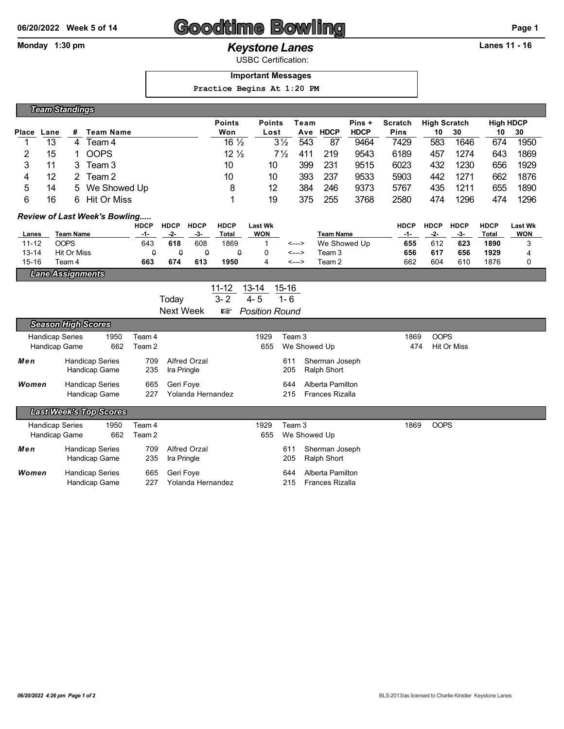06/20/2022 Week 5 of 14

# Goodtime Bowling

Monday 1:30 pm

## *Keystone Lanes*

USBC Certification:

Lanes 11 - 16

**Important Messages**

```
Practice Begins At 1:20 PM
```

### *Team Standings*

| Place | Lane | # | Team Name | Points Won | Points Lost | Team Ave | HDCP | Pins + HDCP | Scratch Pins | High Scratch 10 | High Scratch 30 | High HDCP 10 | High HDCP 30 |
|---|---|---|---|---|---|---|---|---|---|---|---|---|---|
| 1 | 13 | 4 | Team 4 | 16 ½ | 3 ½ | 543 | 87 | 9464 | 7429 | 583 | 1646 | 674 | 1950 |
| 2 | 15 | 1 | OOPS | 12 ½ | 7 ½ | 411 | 219 | 9543 | 6189 | 457 | 1274 | 643 | 1869 |
| 3 | 11 | 3 | Team 3 | 10 | 10 | 399 | 231 | 9515 | 6023 | 432 | 1230 | 656 | 1929 |
| 4 | 12 | 2 | Team 2 | 10 | 10 | 393 | 237 | 9533 | 5903 | 442 | 1271 | 662 | 1876 |
| 5 | 14 | 5 | We Showed Up | 8 | 12 | 384 | 246 | 9373 | 5767 | 435 | 1211 | 655 | 1890 |
| 6 | 16 | 6 | Hit Or Miss | 1 | 19 | 375 | 255 | 3768 | 2580 | 474 | 1296 | 474 | 1296 |

### *Review of Last Week's Bowling.....*

| Lanes | Team Name | HDCP -1- | HDCP -2- | HDCP -3- | HDCP Total | Last Wk WON | | Team Name | HDCP -1- | HDCP -2- | HDCP -3- | HDCP Total | Last Wk WON |
|---|---|---|---|---|---|---|---|---|---|---|---|---|---|
| 11-12 | OOPS | 643 | **618** | 608 | 1869 | 1 | <---> | We Showed Up | **655** | 612 | **623** | **1890** | 3 |
| 13-14 | Hit Or Miss | 0 | 0 | 0 | 0 | 0 | <---> | Team 3 | **656** | **617** | **656** | **1929** | 4 |
| 15-16 | Team 4 | **663** | **674** | **613** | **1950** | 4 | <---> | Team 2 | 662 | 604 | 610 | 1876 | 0 |

### *Lane Assignments*

| | 11-12 | 13-14 | 15-16 |
|---|---|---|---|
| Today | 3- 2 | 4- 5 | 1- 6 |
| Next Week | ☞ | *Position Round* | |

### *Season High Scores*

| | | | | | | |
|---|---|---|---|---|---|---|
| Handicap Series | 1950 | Team 4 | 1929 | Team 3 | 1869 | OOPS |
| Handicap Game | 662 | Team 2 | 655 | We Showed Up | 474 | Hit Or Miss |

| | | | | | |
|---|---|---|---|---|---|
| ***Men*** | Handicap Series | 709 | Alfred Orzal | 611 | Sherman Joseph |
| | Handicap Game | 235 | Ira Pringle | 205 | Ralph Short |
| ***Women*** | Handicap Series | 665 | Geri Foye | 644 | Alberta Pamilton |
| | Handicap Game | 227 | Yolanda Hernandez | 215 | Frances Rizalla |

### *Last Week's Top Scores*

| | | | | | | |
|---|---|---|---|---|---|---|
| Handicap Series | 1950 | Team 4 | 1929 | Team 3 | 1869 | OOPS |
| Handicap Game | 662 | Team 2 | 655 | We Showed Up | | |

| | | | | | |
|---|---|---|---|---|---|
| ***Men*** | Handicap Series | 709 | Alfred Orzal | 611 | Sherman Joseph |
| | Handicap Game | 235 | Ira Pringle | 205 | Ralph Short |
| ***Women*** | Handicap Series | 665 | Geri Foye | 644 | Alberta Pamilton |
| | Handicap Game | 227 | Yolanda Hernandez | 215 | Frances Rizalla |

*06/20/2022 4:26 pm*

BLS-2013/as licensed to Charlie Kinstler Keystone Lanes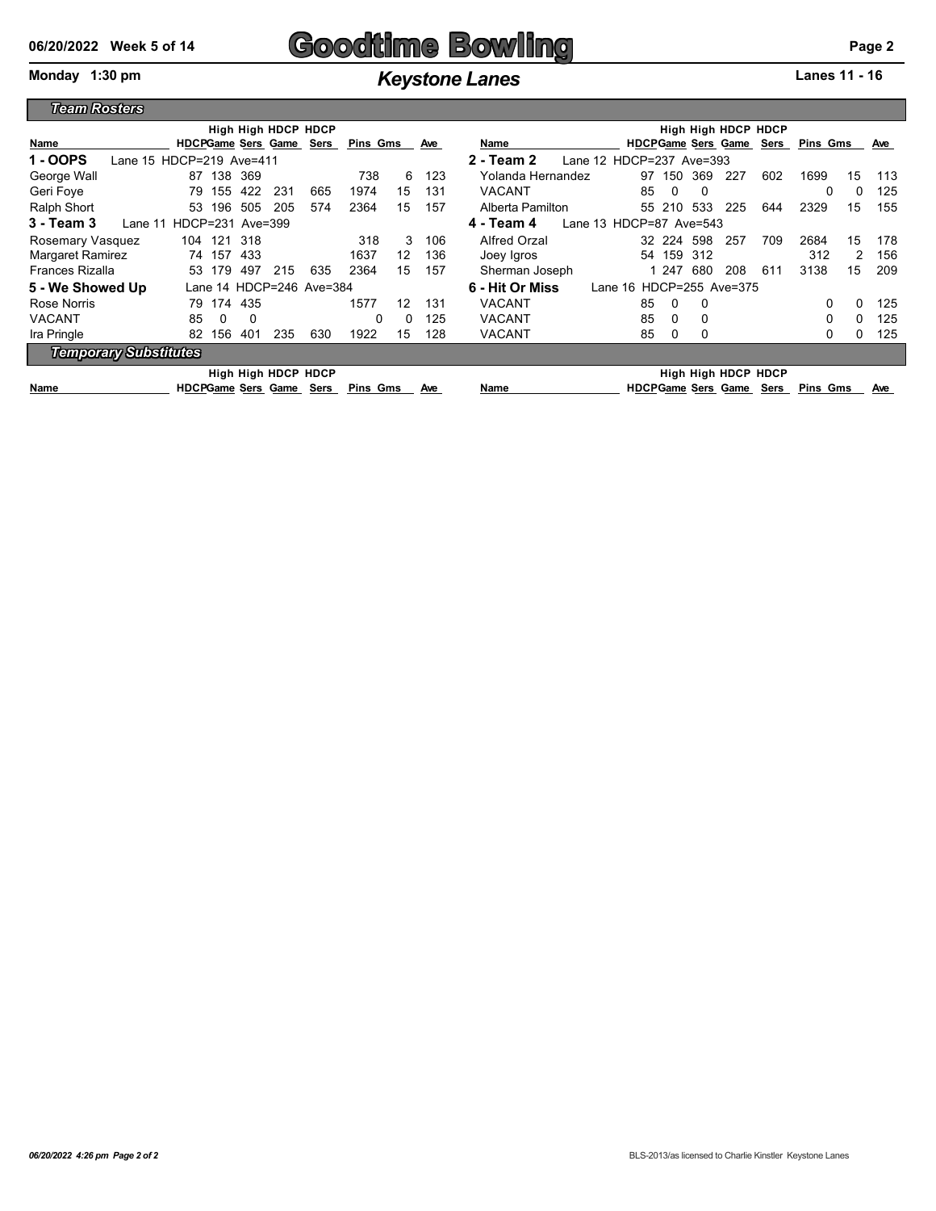# Goodtime Bowling

**06/20/2022 Week 5 of 14**

**Monday 1:30 pm** — ***Keystone Lanes*** — **Lanes 11 - 16**

## *Team Rosters*

| Name | HDCP | High Game | High Sers | HDCP Game | HDCP Sers | Pins | Gms | Ave |
|---|---|---|---|---|---|---|---|---|
| **1 - OOPS** Lane 15 HDCP=219 Ave=411 | | | | | | | | |
| George Wall | 87 | 138 | 369 | | | 738 | 6 | 123 |
| Geri Foye | 79 | 155 | 422 | 231 | 665 | 1974 | 15 | 131 |
| Ralph Short | 53 | 196 | 505 | 205 | 574 | 2364 | 15 | 157 |
| **3 - Team 3** Lane 11 HDCP=231 Ave=399 | | | | | | | | |
| Rosemary Vasquez | 104 | 121 | 318 | | | 318 | 3 | 106 |
| Margaret Ramirez | 74 | 157 | 433 | | | 1637 | 12 | 136 |
| Frances Rizalla | 53 | 179 | 497 | 215 | 635 | 2364 | 15 | 157 |
| **5 - We Showed Up** Lane 14 HDCP=246 Ave=384 | | | | | | | | |
| Rose Norris | 79 | 174 | 435 | | | 1577 | 12 | 131 |
| VACANT | 85 | 0 | 0 | | | 0 | 0 | 125 |
| Ira Pringle | 82 | 156 | 401 | 235 | 630 | 1922 | 15 | 128 |

| Name | HDCP | High Game | High Sers | HDCP Game | HDCP Sers | Pins | Gms | Ave |
|---|---|---|---|---|---|---|---|---|
| **2 - Team 2** Lane 12 HDCP=237 Ave=393 | | | | | | | | |
| Yolanda Hernandez | 97 | 150 | 369 | 227 | 602 | 1699 | 15 | 113 |
| VACANT | 85 | 0 | 0 | | | 0 | 0 | 125 |
| Alberta Pamilton | 55 | 210 | 533 | 225 | 644 | 2329 | 15 | 155 |
| **4 - Team 4** Lane 13 HDCP=87 Ave=543 | | | | | | | | |
| Alfred Orzal | 32 | 224 | 598 | 257 | 709 | 2684 | 15 | 178 |
| Joey Igros | 54 | 159 | 312 | | | 312 | 2 | 156 |
| Sherman Joseph | 1 | 247 | 680 | 208 | 611 | 3138 | 15 | 209 |
| **6 - Hit Or Miss** Lane 16 HDCP=255 Ave=375 | | | | | | | | |
| VACANT | 85 | 0 | 0 | | | 0 | 0 | 125 |
| VACANT | 85 | 0 | 0 | | | 0 | 0 | 125 |
| VACANT | 85 | 0 | 0 | | | 0 | 0 | 125 |

## *Temporary Substitutes*

| Name | HDCP | High Game | High Sers | HDCP Game | HDCP Sers | Pins | Gms | Ave |
|---|---|---|---|---|---|---|---|---|

*06/20/2022 4:26 pm*

BLS-2013/as licensed to Charlie Kinstler Keystone Lanes